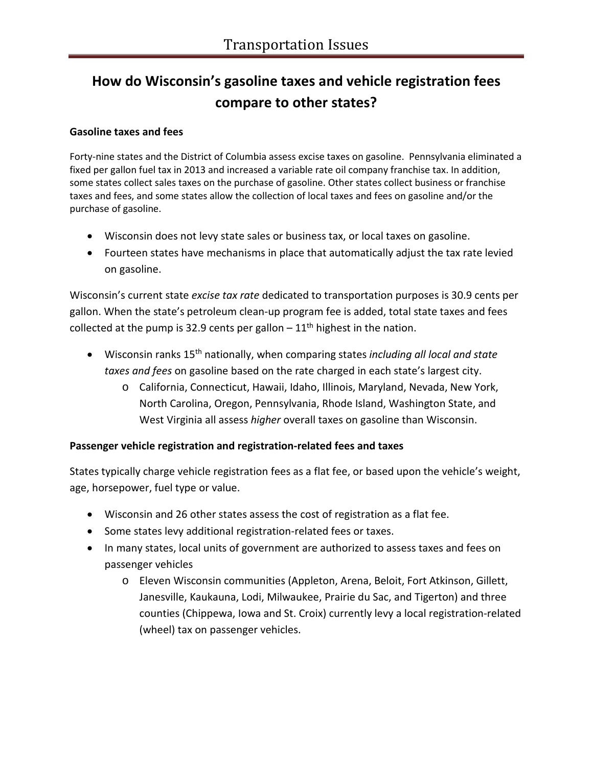# Transportation Issues

## How do Wisconsin's gasoline taxes and vehicle registration fees compare to other states?

### Gasoline taxes and fees

Forty-nine states and the District of Columbia assess excise taxes on gasoline. Pennsylvania eliminated a fixed per gallon fuel tax in 2013 and increased a variable rate oil company franchise tax. In addition, some states collect sales taxes on the purchase of gasoline. Other states collect business or franchise taxes and fees, and some states allow the collection of local taxes and fees on gasoline and/or the purchase of gasoline.

- Wisconsin does not levy state sales or business tax, or local taxes on gasoline.
- Fourteen states have mechanisms in place that automatically adjust the tax rate levied on gasoline.

Wisconsin's current state *excise tax rate* dedicated to transportation purposes is 30.9 cents per gallon. When the state's petroleum clean-up program fee is added, total state taxes and fees collected at the pump is 32.9 cents per gallon – 11th highest in the nation.

- Wisconsin ranks 15th nationally, when comparing states *including all local and state taxes and fees* on gasoline based on the rate charged in each state's largest city.
  - California, Connecticut, Hawaii, Idaho, Illinois, Maryland, Nevada, New York, North Carolina, Oregon, Pennsylvania, Rhode Island, Washington State, and West Virginia all assess *higher* overall taxes on gasoline than Wisconsin.

### Passenger vehicle registration and registration-related fees and taxes

States typically charge vehicle registration fees as a flat fee, or based upon the vehicle's weight, age, horsepower, fuel type or value.

- Wisconsin and 26 other states assess the cost of registration as a flat fee.
- Some states levy additional registration-related fees or taxes.
- In many states, local units of government are authorized to assess taxes and fees on passenger vehicles
  - Eleven Wisconsin communities (Appleton, Arena, Beloit, Fort Atkinson, Gillett, Janesville, Kaukauna, Lodi, Milwaukee, Prairie du Sac, and Tigerton) and three counties (Chippewa, Iowa and St. Croix) currently levy a local registration-related (wheel) tax on passenger vehicles.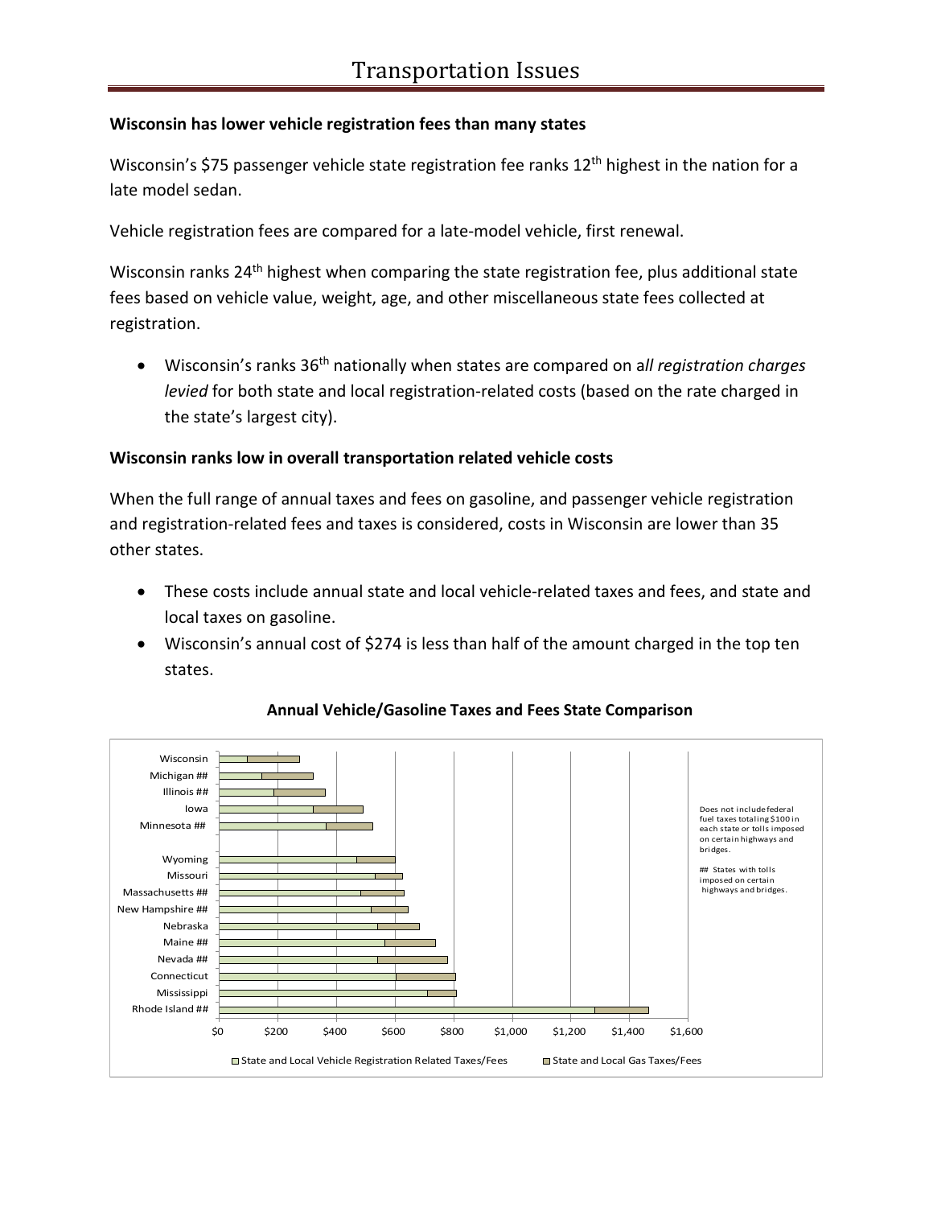# Transportation Issues

**Wisconsin has lower vehicle registration fees than many states**

Wisconsin's $75 passenger vehicle state registration fee ranks 12th highest in the nation for a late model sedan.

Vehicle registration fees are compared for a late-model vehicle, first renewal.

Wisconsin ranks 24th highest when comparing the state registration fee, plus additional state fees based on vehicle value, weight, age, and other miscellaneous state fees collected at registration.

- Wisconsin's ranks 36th nationally when states are compared on a*ll registration charges levied* for both state and local registration-related costs (based on the rate charged in the state's largest city).

**Wisconsin ranks low in overall transportation related vehicle costs**

When the full range of annual taxes and fees on gasoline, and passenger vehicle registration and registration-related fees and taxes is considered, costs in Wisconsin are lower than 35 other states.

- These costs include annual state and local vehicle-related taxes and fees, and state and local taxes on gasoline.
- Wisconsin's annual cost of $274 is less than half of the amount charged in the top ten states.

**Annual Vehicle/Gasoline Taxes and Fees State Comparison**

States shown: Wisconsin, Michigan ##, Illinois ##, Iowa, Minnesota ##, Wyoming, Missouri, Massachusetts ##, New Hampshire ##, Nebraska, Maine ##, Nevada ##, Connecticut, Mississippi, Rhode Island ##

Axis: $0, $200, $400, $600, $800, $1,000, $1,200, $1,400, $1,600

Legend: State and Local Vehicle Registration Related Taxes/Fees; State and Local Gas Taxes/Fees

Does not include federal fuel taxes totaling $100 in each state or tolls imposed on certain highways and bridges.

## States with tolls imposed on certain highways and bridges.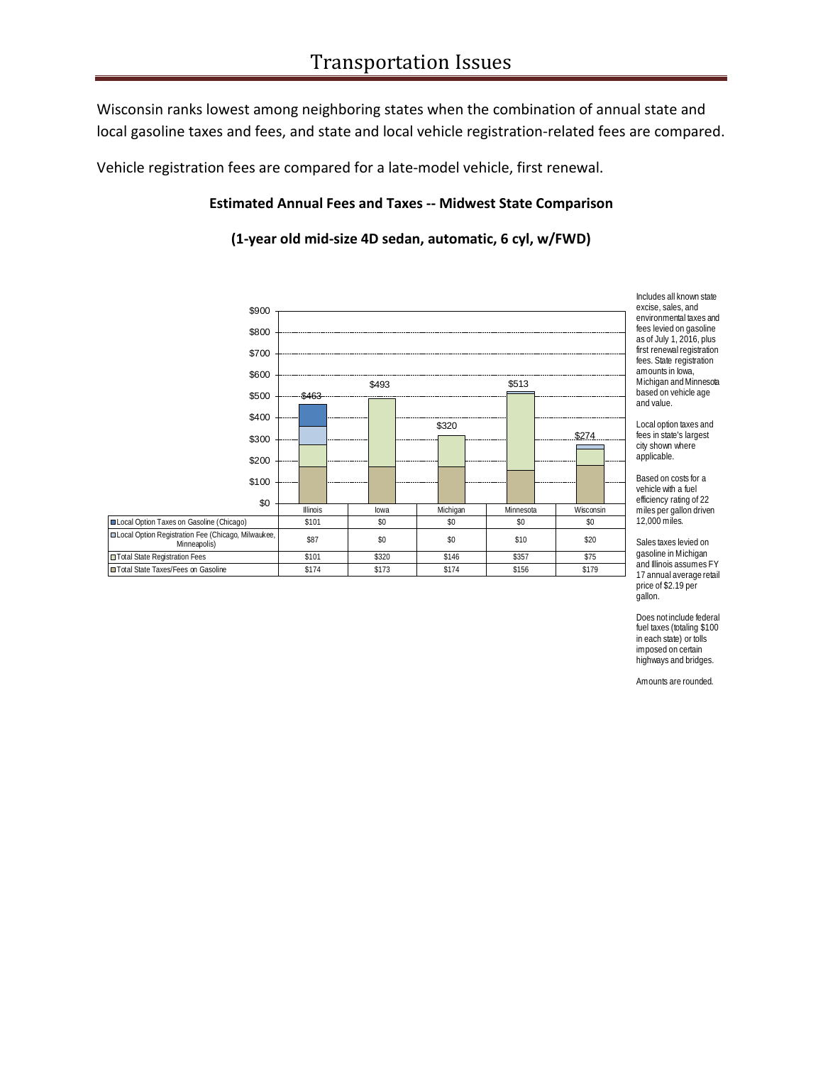# Transportation Issues

Wisconsin ranks lowest among neighboring states when the combination of annual state and local gasoline taxes and fees, and state and local vehicle registration-related fees are compared.

Vehicle registration fees are compared for a late-model vehicle, first renewal.

**Estimated Annual Fees and Taxes -- Midwest State Comparison**

**(1-year old mid-size 4D sedan, automatic, 6 cyl, w/FWD)**

| | Illinois | Iowa | Michigan | Minnesota | Wisconsin |
|---|---|---|---|---|---|
| Total | $463 | $493 | $320 | $513 | $274 |
| Local Option Taxes on Gasoline (Chicago) | $101 | $0 | $0 | $0 | $0 |
| Local Option Registration Fee (Chicago, Milwaukee, Minneapolis) | $87 | $0 | $0 | $10 | $20 |
| Total State Registration Fees | $101 | $320 | $146 | $357 | $75 |
| Total State Taxes/Fees on Gasoline | $174 | $173 | $174 | $156 | $179 |

Includes all known state excise, sales, and environmental taxes and fees levied on gasoline as of July 1, 2016, plus first renewal registration fees. State registration amounts in Iowa, Michigan and Minnesota based on vehicle age and value.

Local option taxes and fees in state's largest city shown where applicable.

Based on costs for a vehicle with a fuel efficiency rating of 22 miles per gallon driven 12,000 miles.

Sales taxes levied on gasoline in Michigan and Illinois assumes FY 17 annual average retail price of $2.19 per gallon.

Does not include federal fuel taxes (totaling $100 in each state) or tolls imposed on certain highways and bridges.

Amounts are rounded.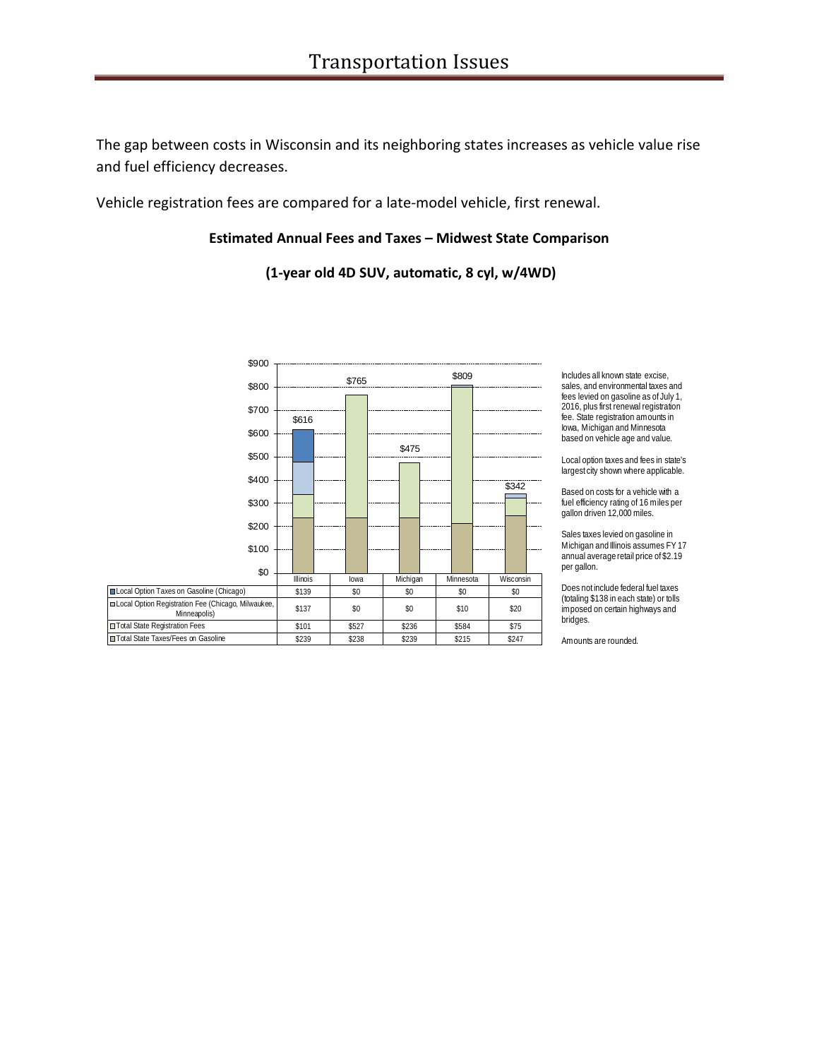The gap between costs in Wisconsin and its neighboring states increases as vehicle value rise and fuel efficiency decreases.

Vehicle registration fees are compared for a late-model vehicle, first renewal.

**Estimated Annual Fees and Taxes – Midwest State Comparison**

**(1-year old 4D SUV, automatic, 8 cyl, w/4WD)**

$900
$800
$700
$600
$500
$400
$300
$200
$100
$0

$616
$765
$475
$809
$342

| | Illinois | Iowa | Michigan | Minnesota | Wisconsin |
|---|---|---|---|---|---|
| Local Option Taxes on Gasoline (Chicago) | $139 | $0 | $0 | $0 | $0 |
| Local Option Registration Fee (Chicago, Milwaukee, Minneapolis) | $137 | $0 | $0 | $10 | $20 |
| Total State Registration Fees | $101 | $527 | $236 | $584 | $75 |
| Total State Taxes/Fees on Gasoline | $239 | $238 | $239 | $215 | $247 |

Includes all known state excise, sales, and environmental taxes and fees levied on gasoline as of July 1, 2016, plus first renewal registration fee. State registration amounts in Iowa, Michigan and Minnesota based on vehicle age and value.

Local option taxes and fees in state's largest city shown where applicable.

Based on costs for a vehicle with a fuel efficiency rating of 16 miles per gallon driven 12,000 miles.

Sales taxes levied on gasoline in Michigan and Illinois assumes FY 17 annual average retail price of $2.19 per gallon.

Does not include federal fuel taxes (totaling $138 in each state) or tolls imposed on certain highways and bridges.

Amounts are rounded.